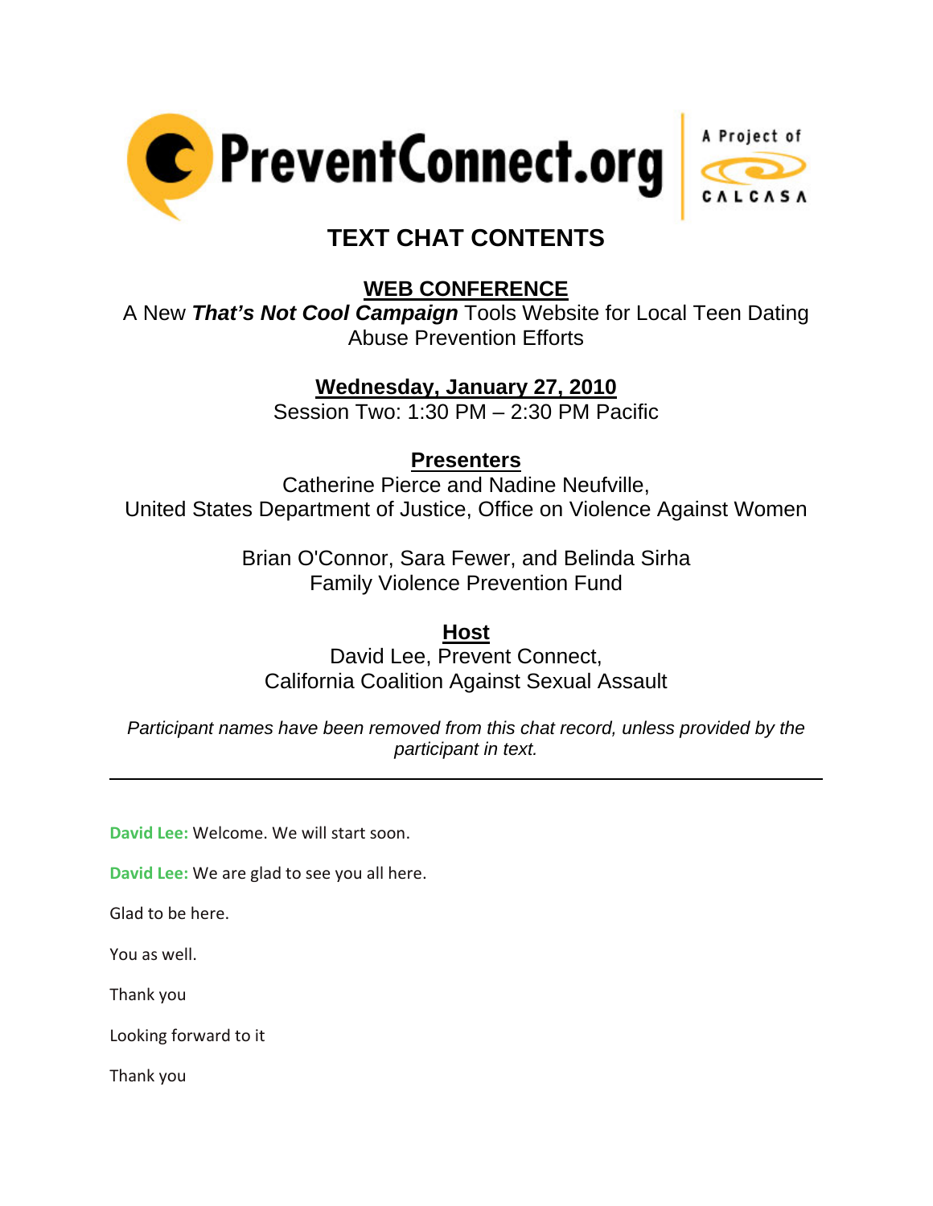PreventConnect.org — A Project of CALCASA

# TEXT CHAT CONTENTS

## WEB CONFERENCE

A New ***That's Not Cool Campaign*** Tools Website for Local Teen Dating Abuse Prevention Efforts

**Wednesday, January 27, 2010**

Session Two: 1:30 PM – 2:30 PM Pacific

**Presenters**

Catherine Pierce and Nadine Neufville,
United States Department of Justice, Office on Violence Against Women

Brian O'Connor, Sara Fewer, and Belinda Sirha
Family Violence Prevention Fund

**Host**

David Lee, Prevent Connect,
California Coalition Against Sexual Assault

*Participant names have been removed from this chat record, unless provided by the participant in text.*

---

**David Lee:** Welcome. We will start soon.

**David Lee:** We are glad to see you all here.

Glad to be here.

You as well.

Thank you

Looking forward to it

Thank you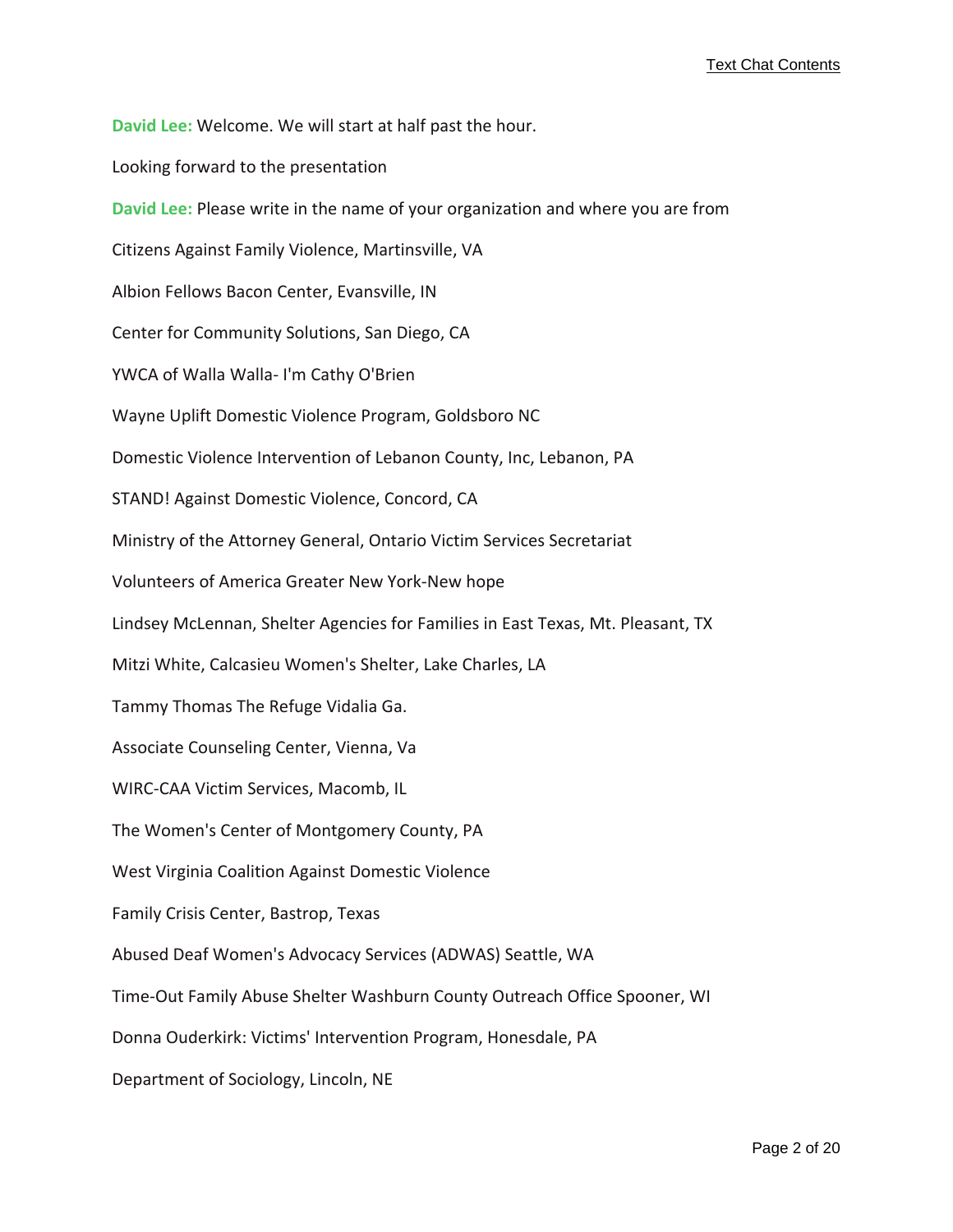**David Lee:** Welcome. We will start at half past the hour.

Looking forward to the presentation

**David Lee:** Please write in the name of your organization and where you are from

Citizens Against Family Violence, Martinsville, VA

Albion Fellows Bacon Center, Evansville, IN

Center for Community Solutions, San Diego, CA

YWCA of Walla Walla- I'm Cathy O'Brien

Wayne Uplift Domestic Violence Program, Goldsboro NC

Domestic Violence Intervention of Lebanon County, Inc, Lebanon, PA

STAND! Against Domestic Violence, Concord, CA

Ministry of the Attorney General, Ontario Victim Services Secretariat

Volunteers of America Greater New York-New hope

Lindsey McLennan, Shelter Agencies for Families in East Texas, Mt. Pleasant, TX

Mitzi White, Calcasieu Women's Shelter, Lake Charles, LA

Tammy Thomas The Refuge Vidalia Ga.

Associate Counseling Center, Vienna, Va

WIRC-CAA Victim Services, Macomb, IL

The Women's Center of Montgomery County, PA

West Virginia Coalition Against Domestic Violence

Family Crisis Center, Bastrop, Texas

Abused Deaf Women's Advocacy Services (ADWAS) Seattle, WA

Time-Out Family Abuse Shelter Washburn County Outreach Office Spooner, WI

Donna Ouderkirk: Victims' Intervention Program, Honesdale, PA

Department of Sociology, Lincoln, NE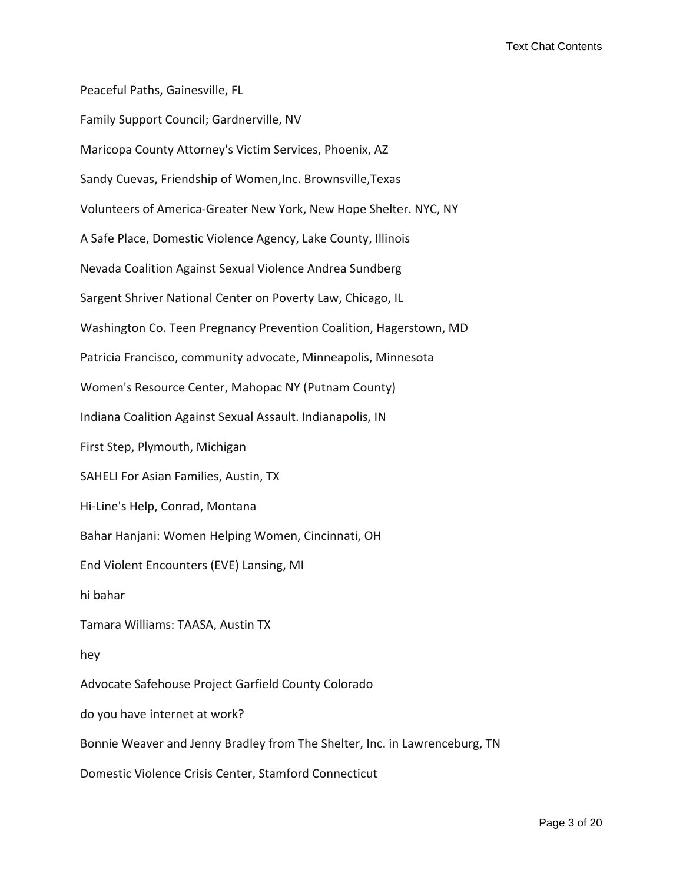Peaceful Paths, Gainesville, FL

Family Support Council; Gardnerville, NV

Maricopa County Attorney's Victim Services, Phoenix, AZ

Sandy Cuevas, Friendship of Women,Inc. Brownsville,Texas

Volunteers of America-Greater New York, New Hope Shelter. NYC, NY

A Safe Place, Domestic Violence Agency, Lake County, Illinois

Nevada Coalition Against Sexual Violence Andrea Sundberg

Sargent Shriver National Center on Poverty Law, Chicago, IL

Washington Co. Teen Pregnancy Prevention Coalition, Hagerstown, MD

Patricia Francisco, community advocate, Minneapolis, Minnesota

Women's Resource Center, Mahopac NY (Putnam County)

Indiana Coalition Against Sexual Assault. Indianapolis, IN

First Step, Plymouth, Michigan

SAHELI For Asian Families, Austin, TX

Hi-Line's Help, Conrad, Montana

Bahar Hanjani: Women Helping Women, Cincinnati, OH

End Violent Encounters (EVE) Lansing, MI

hi bahar

Tamara Williams: TAASA, Austin TX

hey

Advocate Safehouse Project Garfield County Colorado

do you have internet at work?

Bonnie Weaver and Jenny Bradley from The Shelter, Inc. in Lawrenceburg, TN

Domestic Violence Crisis Center, Stamford Connecticut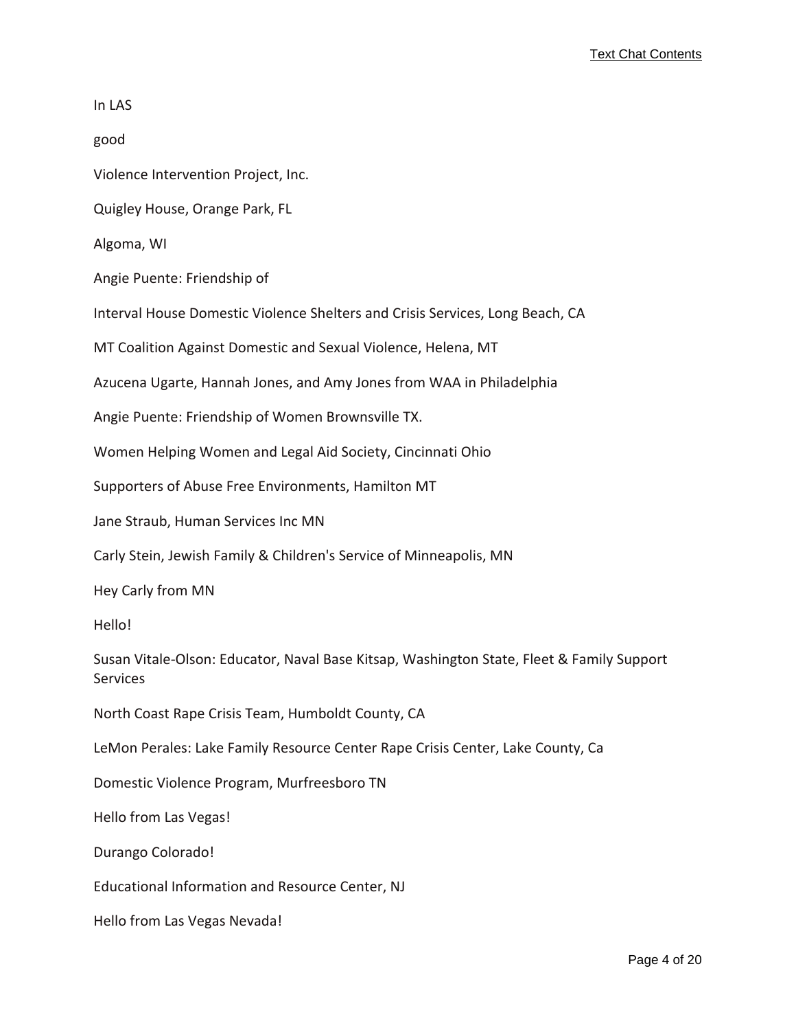In LAS

good

Violence Intervention Project, Inc.

Quigley House, Orange Park, FL

Algoma, WI

Angie Puente: Friendship of

Interval House Domestic Violence Shelters and Crisis Services, Long Beach, CA

MT Coalition Against Domestic and Sexual Violence, Helena, MT

Azucena Ugarte, Hannah Jones, and Amy Jones from WAA in Philadelphia

Angie Puente: Friendship of Women Brownsville TX.

Women Helping Women and Legal Aid Society, Cincinnati Ohio

Supporters of Abuse Free Environments, Hamilton MT

Jane Straub, Human Services Inc MN

Carly Stein, Jewish Family & Children's Service of Minneapolis, MN

Hey Carly from MN

Hello!

Susan Vitale-Olson: Educator, Naval Base Kitsap, Washington State, Fleet & Family Support Services

North Coast Rape Crisis Team, Humboldt County, CA

LeMon Perales: Lake Family Resource Center Rape Crisis Center, Lake County, Ca

Domestic Violence Program, Murfreesboro TN

Hello from Las Vegas!

Durango Colorado!

Educational Information and Resource Center, NJ

Hello from Las Vegas Nevada!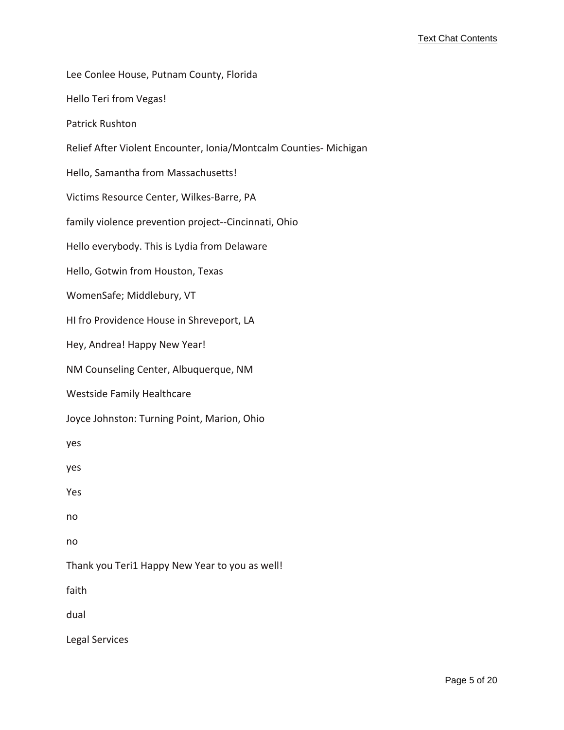Lee Conlee House, Putnam County, Florida

Hello Teri from Vegas!

Patrick Rushton

Relief After Violent Encounter, Ionia/Montcalm Counties- Michigan

Hello, Samantha from Massachusetts!

Victims Resource Center, Wilkes-Barre, PA

family violence prevention project--Cincinnati, Ohio

Hello everybody. This is Lydia from Delaware

Hello, Gotwin from Houston, Texas

WomenSafe; Middlebury, VT

HI fro Providence House in Shreveport, LA

Hey, Andrea! Happy New Year!

NM Counseling Center, Albuquerque, NM

Westside Family Healthcare

Joyce Johnston: Turning Point, Marion, Ohio

yes

yes

Yes

no

no

Thank you Teri1 Happy New Year to you as well!

faith

dual

Legal Services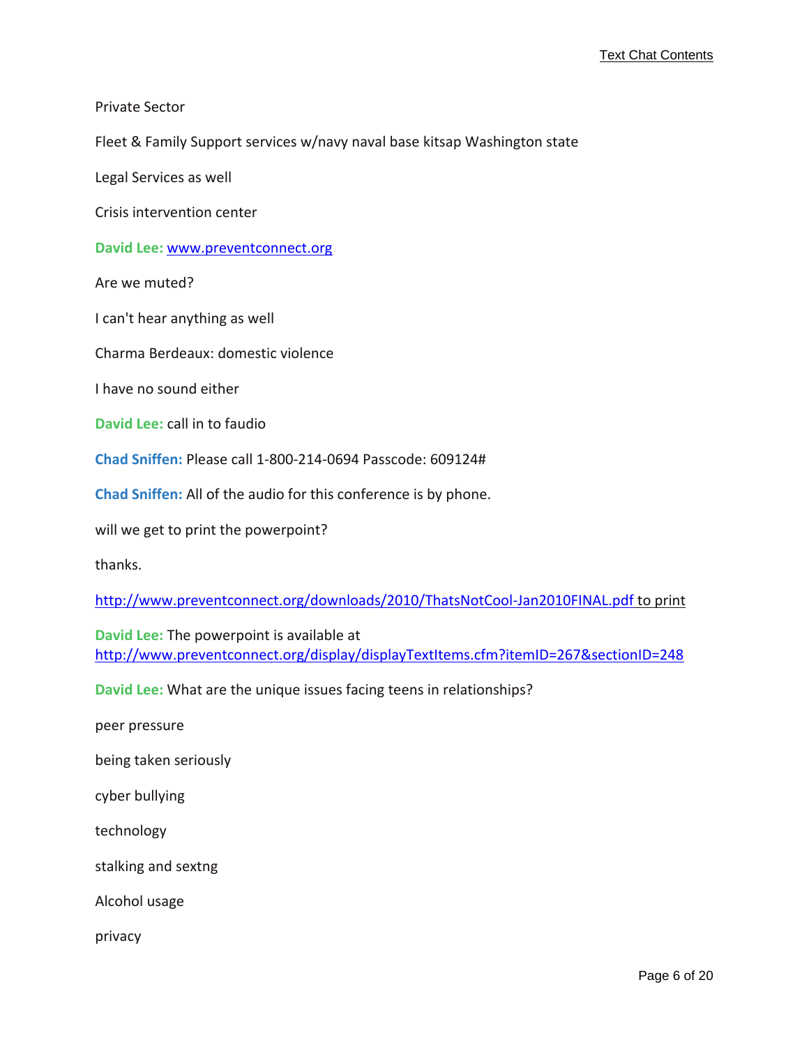Private Sector

Fleet & Family Support services w/navy naval base kitsap Washington state

Legal Services as well

Crisis intervention center

**David Lee:** [www.preventconnect.org](http://www.preventconnect.org)

Are we muted?

I can't hear anything as well

Charma Berdeaux: domestic violence

I have no sound either

**David Lee:** call in to faudio

**Chad Sniffen:** Please call 1-800-214-0694 Passcode: 609124#

**Chad Sniffen:** All of the audio for this conference is by phone.

will we get to print the powerpoint?

thanks.

[http://www.preventconnect.org/downloads/2010/ThatsNotCool-Jan2010FINAL.pdf to print](http://www.preventconnect.org/downloads/2010/ThatsNotCool-Jan2010FINAL.pdf)

**David Lee:** The powerpoint is available at [http://www.preventconnect.org/display/displayTextItems.cfm?itemID=267&sectionID=248](http://www.preventconnect.org/display/displayTextItems.cfm?itemID=267&sectionID=248)

**David Lee:** What are the unique issues facing teens in relationships?

peer pressure

being taken seriously

cyber bullying

technology

stalking and sextng

Alcohol usage

privacy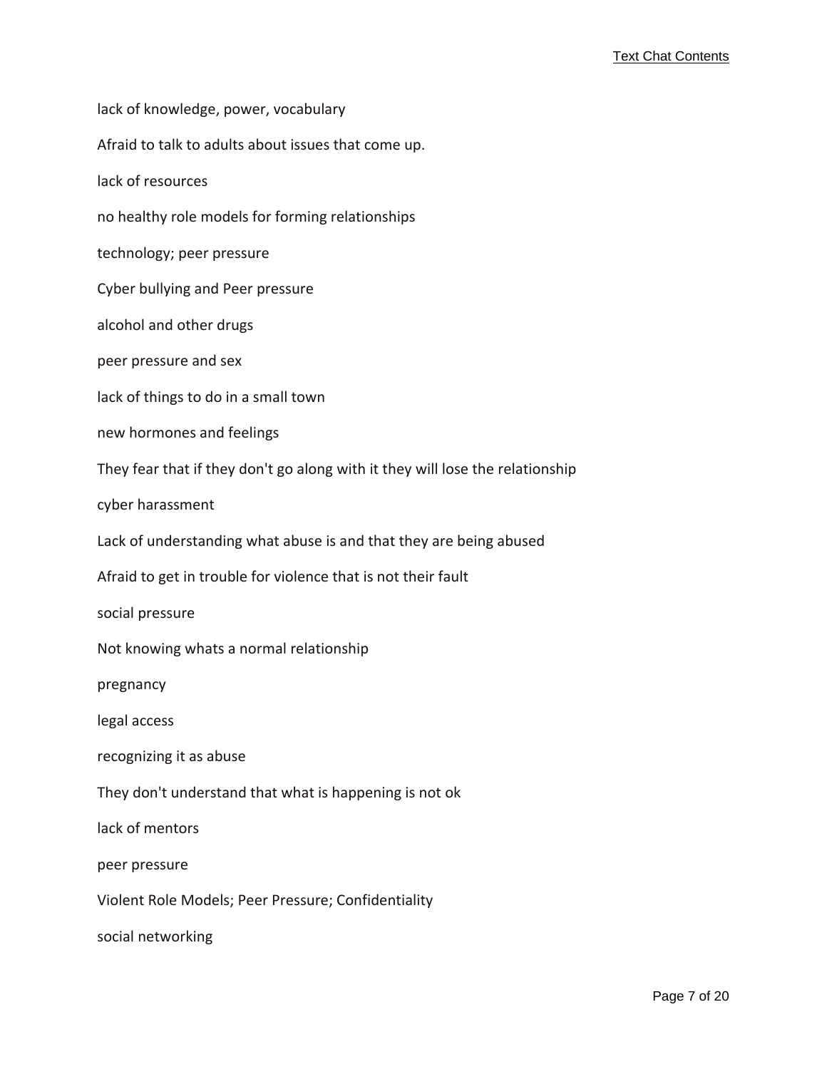lack of knowledge, power, vocabulary

Afraid to talk to adults about issues that come up.

lack of resources

no healthy role models for forming relationships

technology; peer pressure

Cyber bullying and Peer pressure

alcohol and other drugs

peer pressure and sex

lack of things to do in a small town

new hormones and feelings

They fear that if they don't go along with it they will lose the relationship

cyber harassment

Lack of understanding what abuse is and that they are being abused

Afraid to get in trouble for violence that is not their fault

social pressure

Not knowing whats a normal relationship

pregnancy

legal access

recognizing it as abuse

They don't understand that what is happening is not ok

lack of mentors

peer pressure

Violent Role Models; Peer Pressure; Confidentiality

social networking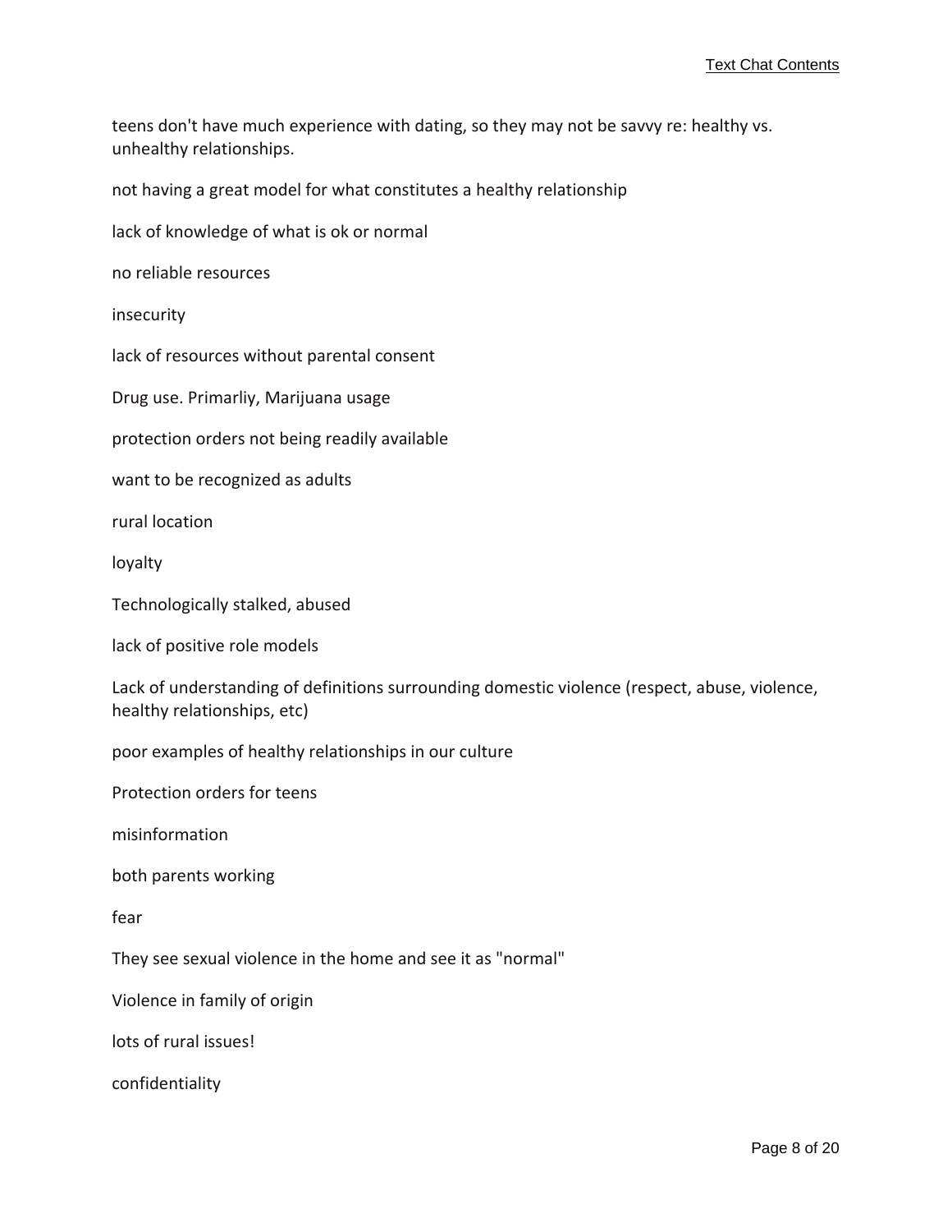teens don't have much experience with dating, so they may not be savvy re: healthy vs. unhealthy relationships.

not having a great model for what constitutes a healthy relationship

lack of knowledge of what is ok or normal

no reliable resources

insecurity

lack of resources without parental consent

Drug use. Primarliy, Marijuana usage

protection orders not being readily available

want to be recognized as adults

rural location

loyalty

Technologically stalked, abused

lack of positive role models

Lack of understanding of definitions surrounding domestic violence (respect, abuse, violence, healthy relationships, etc)

poor examples of healthy relationships in our culture

Protection orders for teens

misinformation

both parents working

fear

They see sexual violence in the home and see it as "normal"

Violence in family of origin

lots of rural issues!

confidentiality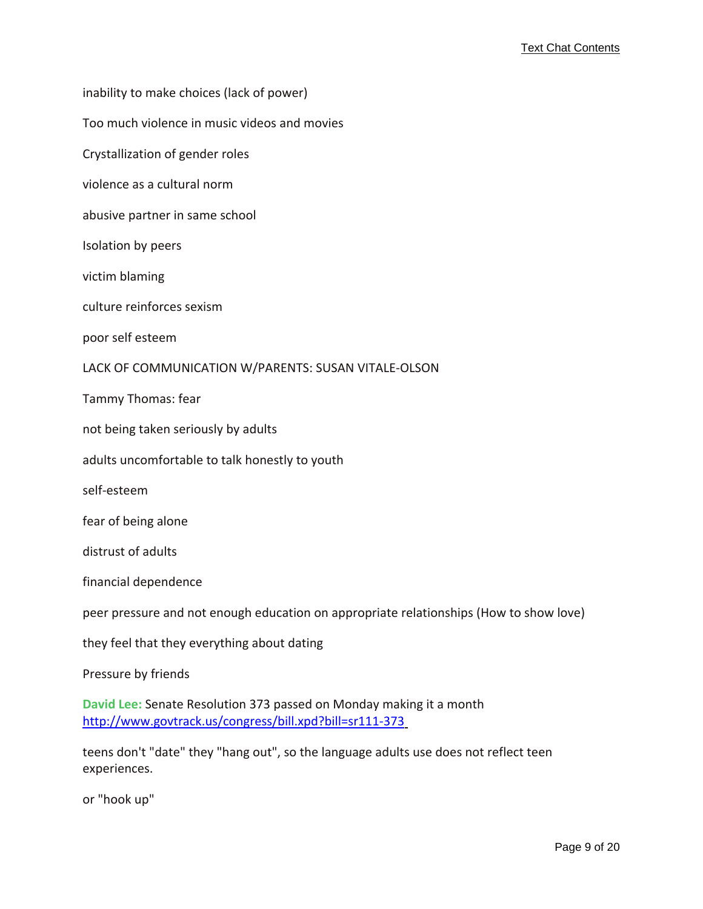inability to make choices (lack of power)

Too much violence in music videos and movies

Crystallization of gender roles

violence as a cultural norm

abusive partner in same school

Isolation by peers

victim blaming

culture reinforces sexism

poor self esteem

LACK OF COMMUNICATION W/PARENTS: SUSAN VITALE-OLSON

Tammy Thomas: fear

not being taken seriously by adults

adults uncomfortable to talk honestly to youth

self-esteem

fear of being alone

distrust of adults

financial dependence

peer pressure and not enough education on appropriate relationships (How to show love)

they feel that they everything about dating

Pressure by friends

**David Lee:** Senate Resolution 373 passed on Monday making it a month http://www.govtrack.us/congress/bill.xpd?bill=sr111-373

teens don't "date" they "hang out", so the language adults use does not reflect teen experiences.

or "hook up"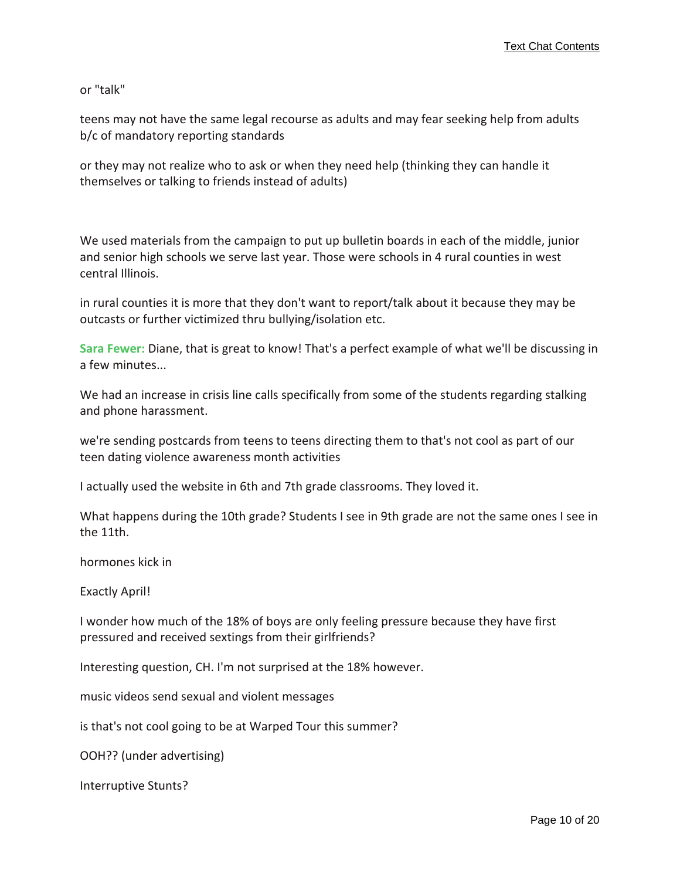or "talk"

teens may not have the same legal recourse as adults and may fear seeking help from adults b/c of mandatory reporting standards

or they may not realize who to ask or when they need help (thinking they can handle it themselves or talking to friends instead of adults)

We used materials from the campaign to put up bulletin boards in each of the middle, junior and senior high schools we serve last year. Those were schools in 4 rural counties in west central Illinois.

in rural counties it is more that they don't want to report/talk about it because they may be outcasts or further victimized thru bullying/isolation etc.

**Sara Fewer:** Diane, that is great to know! That's a perfect example of what we'll be discussing in a few minutes...

We had an increase in crisis line calls specifically from some of the students regarding stalking and phone harassment.

we're sending postcards from teens to teens directing them to that's not cool as part of our teen dating violence awareness month activities

I actually used the website in 6th and 7th grade classrooms. They loved it.

What happens during the 10th grade? Students I see in 9th grade are not the same ones I see in the 11th.

hormones kick in

Exactly April!

I wonder how much of the 18% of boys are only feeling pressure because they have first pressured and received sextings from their girlfriends?

Interesting question, CH. I'm not surprised at the 18% however.

music videos send sexual and violent messages

is that's not cool going to be at Warped Tour this summer?

OOH?? (under advertising)

Interruptive Stunts?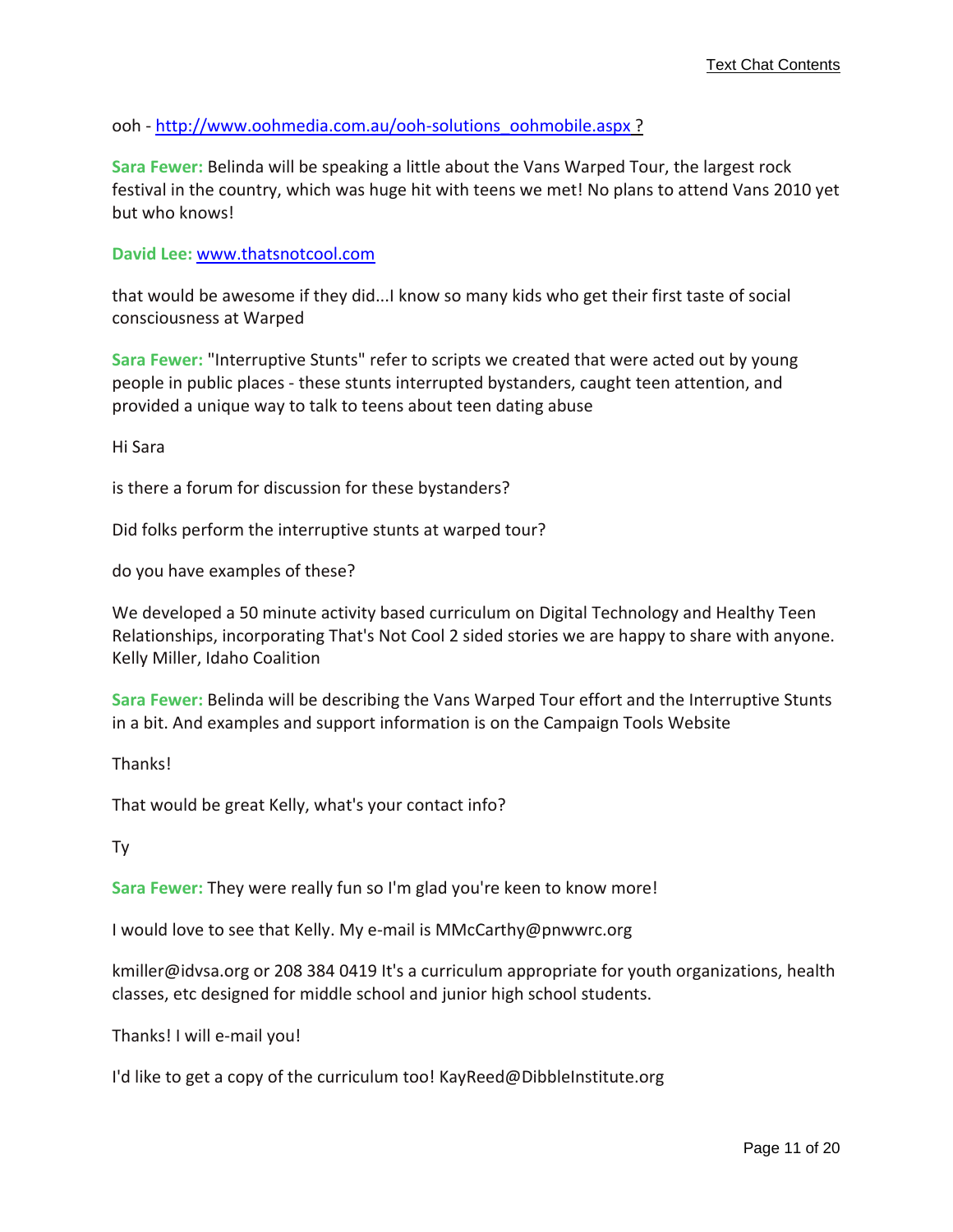ooh - [http://www.oohmedia.com.au/ooh-solutions_oohmobile.aspx ?](http://www.oohmedia.com.au/ooh-solutions_oohmobile.aspx)

**Sara Fewer:** Belinda will be speaking a little about the Vans Warped Tour, the largest rock festival in the country, which was huge hit with teens we met! No plans to attend Vans 2010 yet but who knows!

**David Lee:** [www.thatsnotcool.com](http://www.thatsnotcool.com)

that would be awesome if they did...I know so many kids who get their first taste of social consciousness at Warped

**Sara Fewer:** "Interruptive Stunts" refer to scripts we created that were acted out by young people in public places - these stunts interrupted bystanders, caught teen attention, and provided a unique way to talk to teens about teen dating abuse

Hi Sara

is there a forum for discussion for these bystanders?

Did folks perform the interruptive stunts at warped tour?

do you have examples of these?

We developed a 50 minute activity based curriculum on Digital Technology and Healthy Teen Relationships, incorporating That's Not Cool 2 sided stories we are happy to share with anyone. Kelly Miller, Idaho Coalition

**Sara Fewer:** Belinda will be describing the Vans Warped Tour effort and the Interruptive Stunts in a bit. And examples and support information is on the Campaign Tools Website

Thanks!

That would be great Kelly, what's your contact info?

Ty

**Sara Fewer:** They were really fun so I'm glad you're keen to know more!

I would love to see that Kelly. My e-mail is MMcCarthy@pnwwrc.org

kmiller@idvsa.org or 208 384 0419 It's a curriculum appropriate for youth organizations, health classes, etc designed for middle school and junior high school students.

Thanks! I will e-mail you!

I'd like to get a copy of the curriculum too! KayReed@DibbleInstitute.org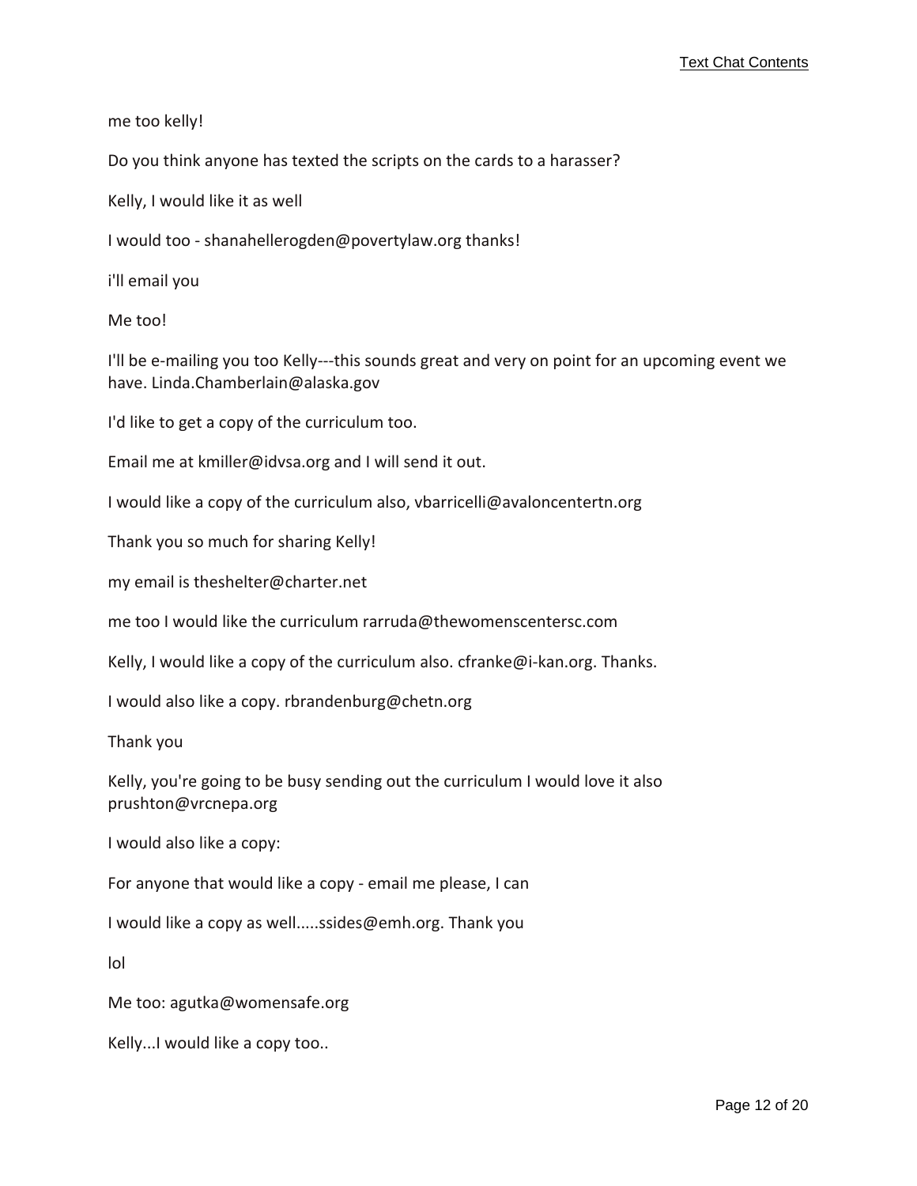me too kelly!

Do you think anyone has texted the scripts on the cards to a harasser?

Kelly, I would like it as well

I would too - shanahellerogden@povertylaw.org thanks!

i'll email you

Me too!

I'll be e-mailing you too Kelly---this sounds great and very on point for an upcoming event we have. Linda.Chamberlain@alaska.gov

I'd like to get a copy of the curriculum too.

Email me at kmiller@idvsa.org and I will send it out.

I would like a copy of the curriculum also, vbarricelli@avaloncentertn.org

Thank you so much for sharing Kelly!

my email is theshelter@charter.net

me too I would like the curriculum rarruda@thewomenscentersc.com

Kelly, I would like a copy of the curriculum also. cfranke@i-kan.org. Thanks.

I would also like a copy. rbrandenburg@chetn.org

Thank you

Kelly, you're going to be busy sending out the curriculum I would love it also prushton@vrcnepa.org

I would also like a copy:

For anyone that would like a copy - email me please, I can

I would like a copy as well.....ssides@emh.org. Thank you

lol

Me too: agutka@womensafe.org

Kelly...I would like a copy too..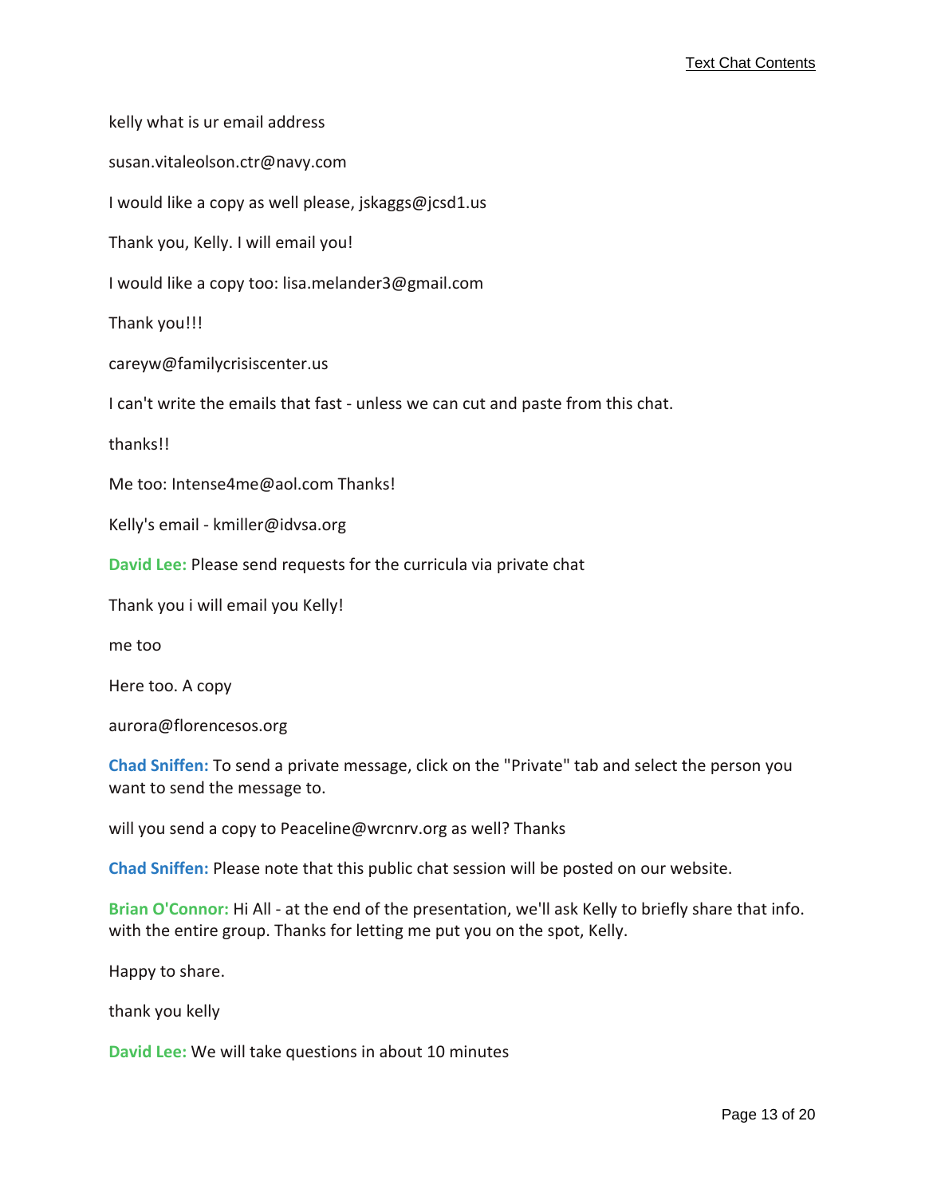kelly what is ur email address

susan.vitaleolson.ctr@navy.com

I would like a copy as well please, jskaggs@jcsd1.us

Thank you, Kelly. I will email you!

I would like a copy too: lisa.melander3@gmail.com

Thank you!!!

careyw@familycrisiscenter.us

I can't write the emails that fast - unless we can cut and paste from this chat.

thanks!!

Me too: Intense4me@aol.com Thanks!

Kelly's email - kmiller@idvsa.org

**David Lee:** Please send requests for the curricula via private chat

Thank you i will email you Kelly!

me too

Here too. A copy

aurora@florencesos.org

**Chad Sniffen:** To send a private message, click on the "Private" tab and select the person you want to send the message to.

will you send a copy to Peaceline@wrcnrv.org as well? Thanks

**Chad Sniffen:** Please note that this public chat session will be posted on our website.

**Brian O'Connor:** Hi All - at the end of the presentation, we'll ask Kelly to briefly share that info. with the entire group. Thanks for letting me put you on the spot, Kelly.

Happy to share.

thank you kelly

**David Lee:** We will take questions in about 10 minutes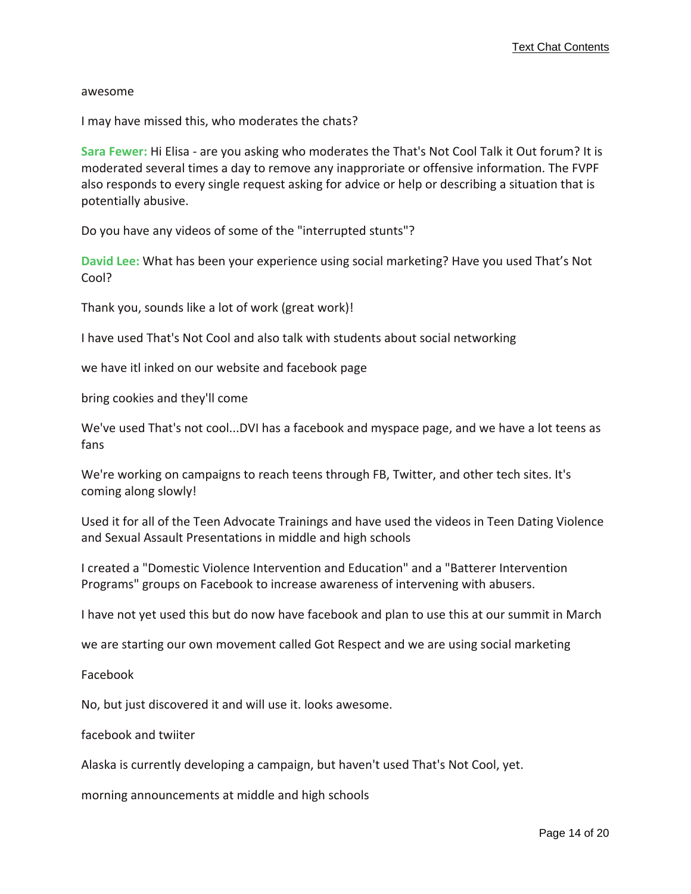awesome

I may have missed this, who moderates the chats?

**Sara Fewer:** Hi Elisa - are you asking who moderates the That's Not Cool Talk it Out forum? It is moderated several times a day to remove any inapproriate or offensive information. The FVPF also responds to every single request asking for advice or help or describing a situation that is potentially abusive.

Do you have any videos of some of the "interrupted stunts"?

**David Lee:** What has been your experience using social marketing? Have you used That's Not Cool?

Thank you, sounds like a lot of work (great work)!

I have used That's Not Cool and also talk with students about social networking

we have itl inked on our website and facebook page

bring cookies and they'll come

We've used That's not cool...DVI has a facebook and myspace page, and we have a lot teens as fans

We're working on campaigns to reach teens through FB, Twitter, and other tech sites. It's coming along slowly!

Used it for all of the Teen Advocate Trainings and have used the videos in Teen Dating Violence and Sexual Assault Presentations in middle and high schools

I created a "Domestic Violence Intervention and Education" and a "Batterer Intervention Programs" groups on Facebook to increase awareness of intervening with abusers.

I have not yet used this but do now have facebook and plan to use this at our summit in March

we are starting our own movement called Got Respect and we are using social marketing

Facebook

No, but just discovered it and will use it. looks awesome.

facebook and twiiter

Alaska is currently developing a campaign, but haven't used That's Not Cool, yet.

morning announcements at middle and high schools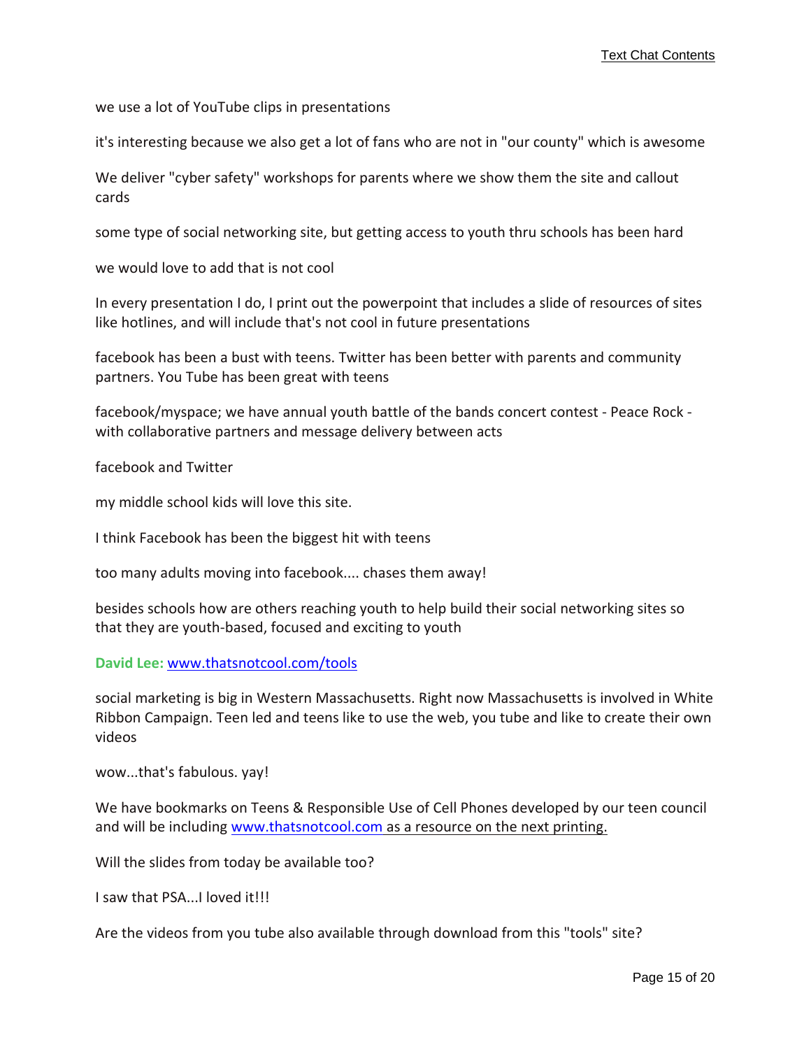we use a lot of YouTube clips in presentations

it's interesting because we also get a lot of fans who are not in "our county" which is awesome

We deliver "cyber safety" workshops for parents where we show them the site and callout cards

some type of social networking site, but getting access to youth thru schools has been hard

we would love to add that is not cool

In every presentation I do, I print out the powerpoint that includes a slide of resources of sites like hotlines, and will include that's not cool in future presentations

facebook has been a bust with teens. Twitter has been better with parents and community partners. You Tube has been great with teens

facebook/myspace; we have annual youth battle of the bands concert contest - Peace Rock - with collaborative partners and message delivery between acts

facebook and Twitter

my middle school kids will love this site.

I think Facebook has been the biggest hit with teens

too many adults moving into facebook.... chases them away!

besides schools how are others reaching youth to help build their social networking sites so that they are youth-based, focused and exciting to youth

**David Lee:** [www.thatsnotcool.com/tools](www.thatsnotcool.com/tools)

social marketing is big in Western Massachusetts. Right now Massachusetts is involved in White Ribbon Campaign. Teen led and teens like to use the web, you tube and like to create their own videos

wow...that's fabulous. yay!

We have bookmarks on Teens & Responsible Use of Cell Phones developed by our teen council and will be including [www.thatsnotcool.com](www.thatsnotcool.com) as a resource on the next printing.

Will the slides from today be available too?

I saw that PSA...I loved it!!!

Are the videos from you tube also available through download from this "tools" site?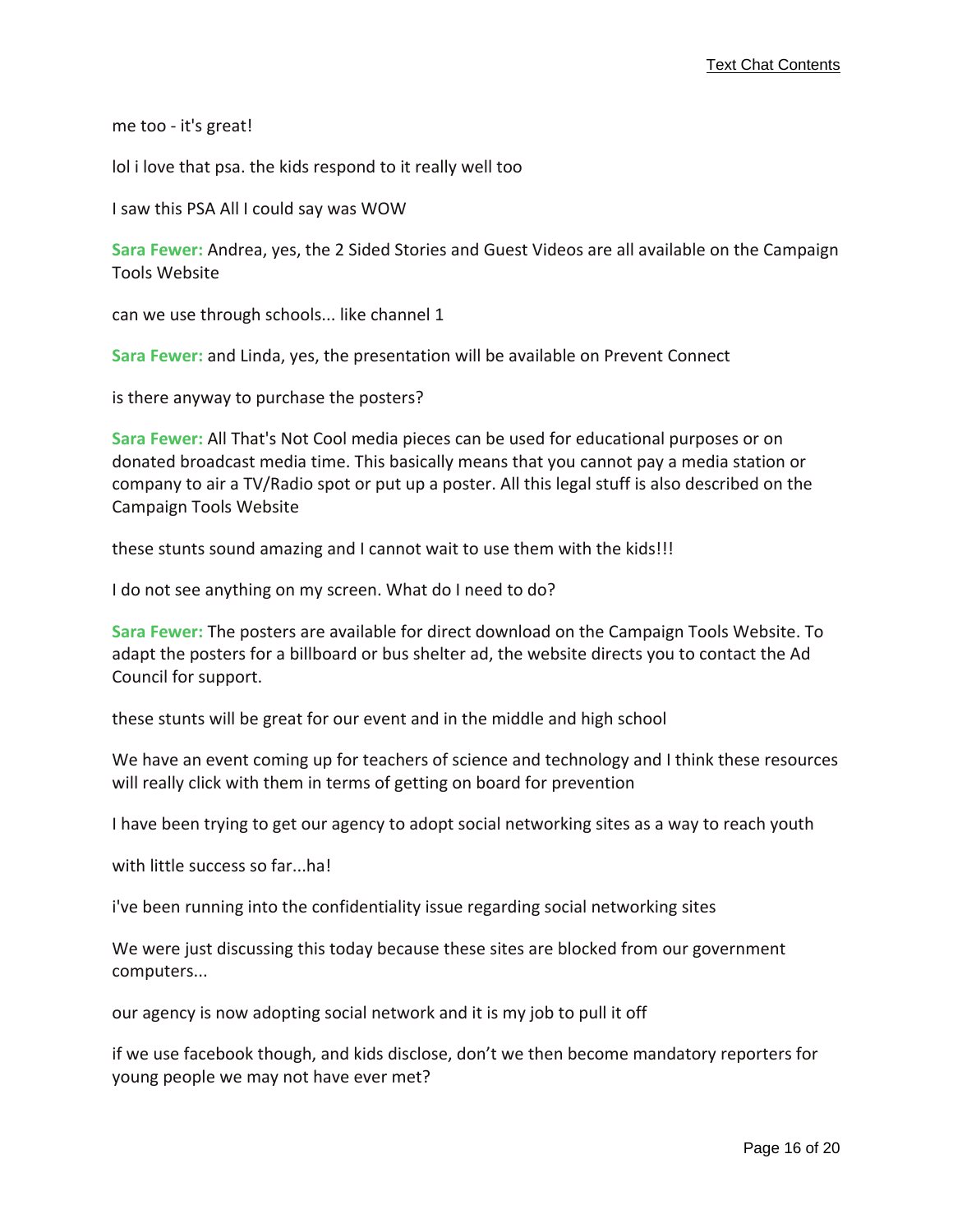me too - it's great!

lol i love that psa. the kids respond to it really well too

I saw this PSA All I could say was WOW

**Sara Fewer:** Andrea, yes, the 2 Sided Stories and Guest Videos are all available on the Campaign Tools Website

can we use through schools... like channel 1

**Sara Fewer:** and Linda, yes, the presentation will be available on Prevent Connect

is there anyway to purchase the posters?

**Sara Fewer:** All That's Not Cool media pieces can be used for educational purposes or on donated broadcast media time. This basically means that you cannot pay a media station or company to air a TV/Radio spot or put up a poster. All this legal stuff is also described on the Campaign Tools Website

these stunts sound amazing and I cannot wait to use them with the kids!!!

I do not see anything on my screen. What do I need to do?

**Sara Fewer:** The posters are available for direct download on the Campaign Tools Website. To adapt the posters for a billboard or bus shelter ad, the website directs you to contact the Ad Council for support.

these stunts will be great for our event and in the middle and high school

We have an event coming up for teachers of science and technology and I think these resources will really click with them in terms of getting on board for prevention

I have been trying to get our agency to adopt social networking sites as a way to reach youth

with little success so far...ha!

i've been running into the confidentiality issue regarding social networking sites

We were just discussing this today because these sites are blocked from our government computers...

our agency is now adopting social network and it is my job to pull it off

if we use facebook though, and kids disclose, don't we then become mandatory reporters for young people we may not have ever met?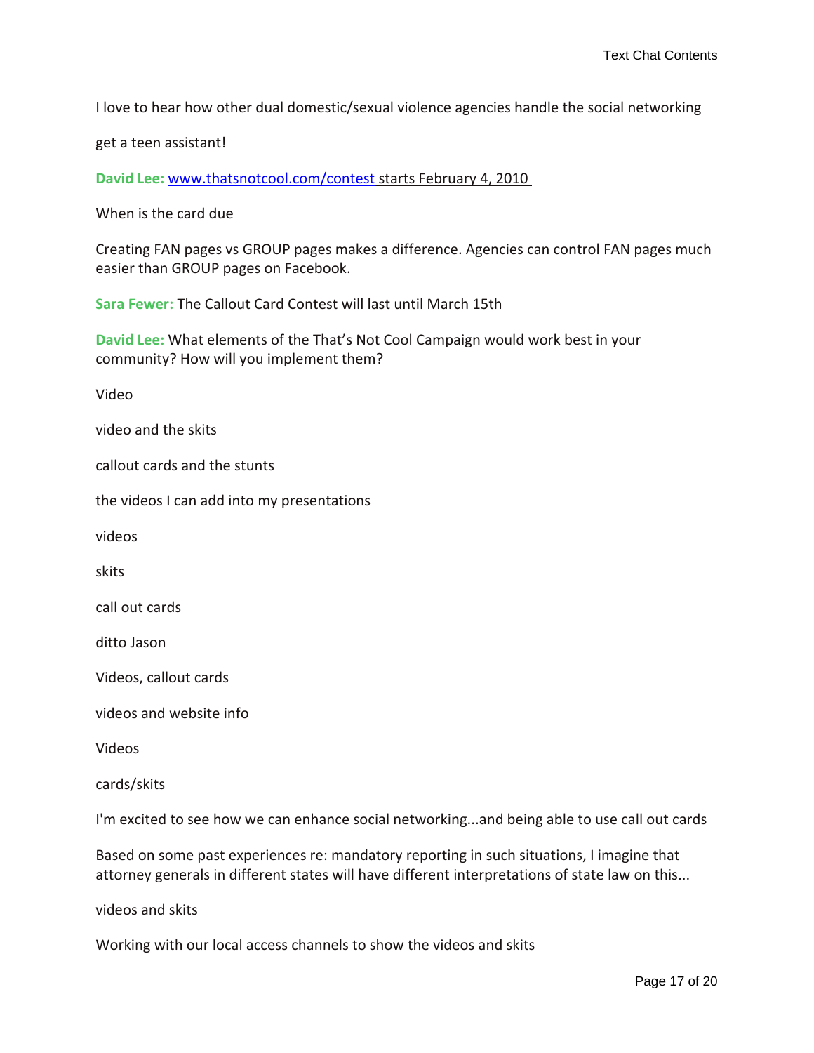I love to hear how other dual domestic/sexual violence agencies handle the social networking

get a teen assistant!

**David Lee:** [www.thatsnotcool.com/contest](http://www.thatsnotcool.com/contest) starts February 4, 2010

When is the card due

Creating FAN pages vs GROUP pages makes a difference. Agencies can control FAN pages much easier than GROUP pages on Facebook.

**Sara Fewer:** The Callout Card Contest will last until March 15th

**David Lee:** What elements of the That's Not Cool Campaign would work best in your community? How will you implement them?

Video

video and the skits

callout cards and the stunts

the videos I can add into my presentations

videos

skits

call out cards

ditto Jason

Videos, callout cards

videos and website info

Videos

cards/skits

I'm excited to see how we can enhance social networking...and being able to use call out cards

Based on some past experiences re: mandatory reporting in such situations, I imagine that attorney generals in different states will have different interpretations of state law on this...

videos and skits

Working with our local access channels to show the videos and skits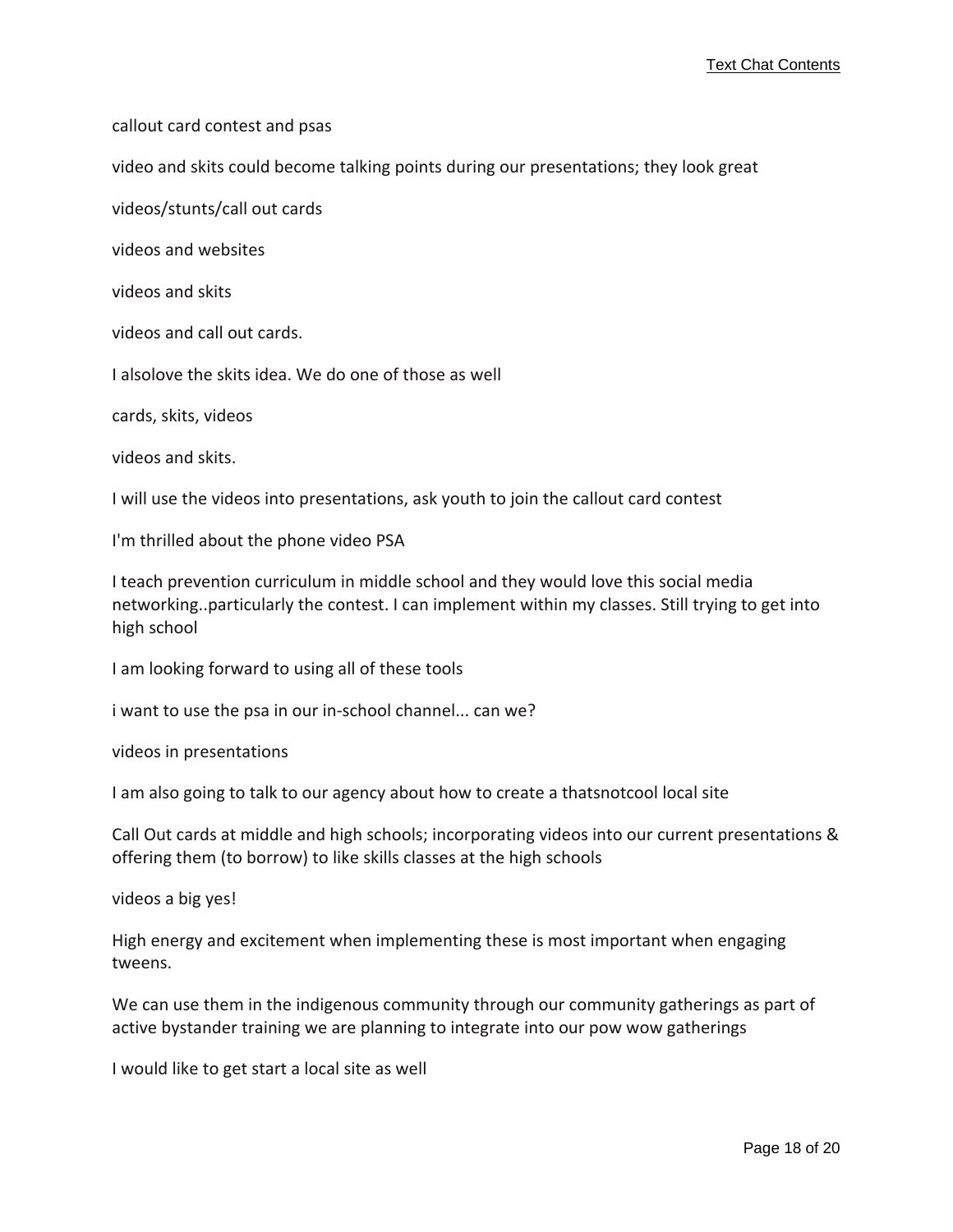callout card contest and psas

video and skits could become talking points during our presentations; they look great

videos/stunts/call out cards

videos and websites

videos and skits

videos and call out cards.

I alsolove the skits idea. We do one of those as well

cards, skits, videos

videos and skits.

I will use the videos into presentations, ask youth to join the callout card contest

I'm thrilled about the phone video PSA

I teach prevention curriculum in middle school and they would love this social media networking..particularly the contest. I can implement within my classes. Still trying to get into high school

I am looking forward to using all of these tools

i want to use the psa in our in-school channel... can we?

videos in presentations

I am also going to talk to our agency about how to create a thatsnotcool local site

Call Out cards at middle and high schools; incorporating videos into our current presentations & offering them (to borrow) to like skills classes at the high schools

videos a big yes!

High energy and excitement when implementing these is most important when engaging tweens.

We can use them in the indigenous community through our community gatherings as part of active bystander training we are planning to integrate into our pow wow gatherings

I would like to get start a local site as well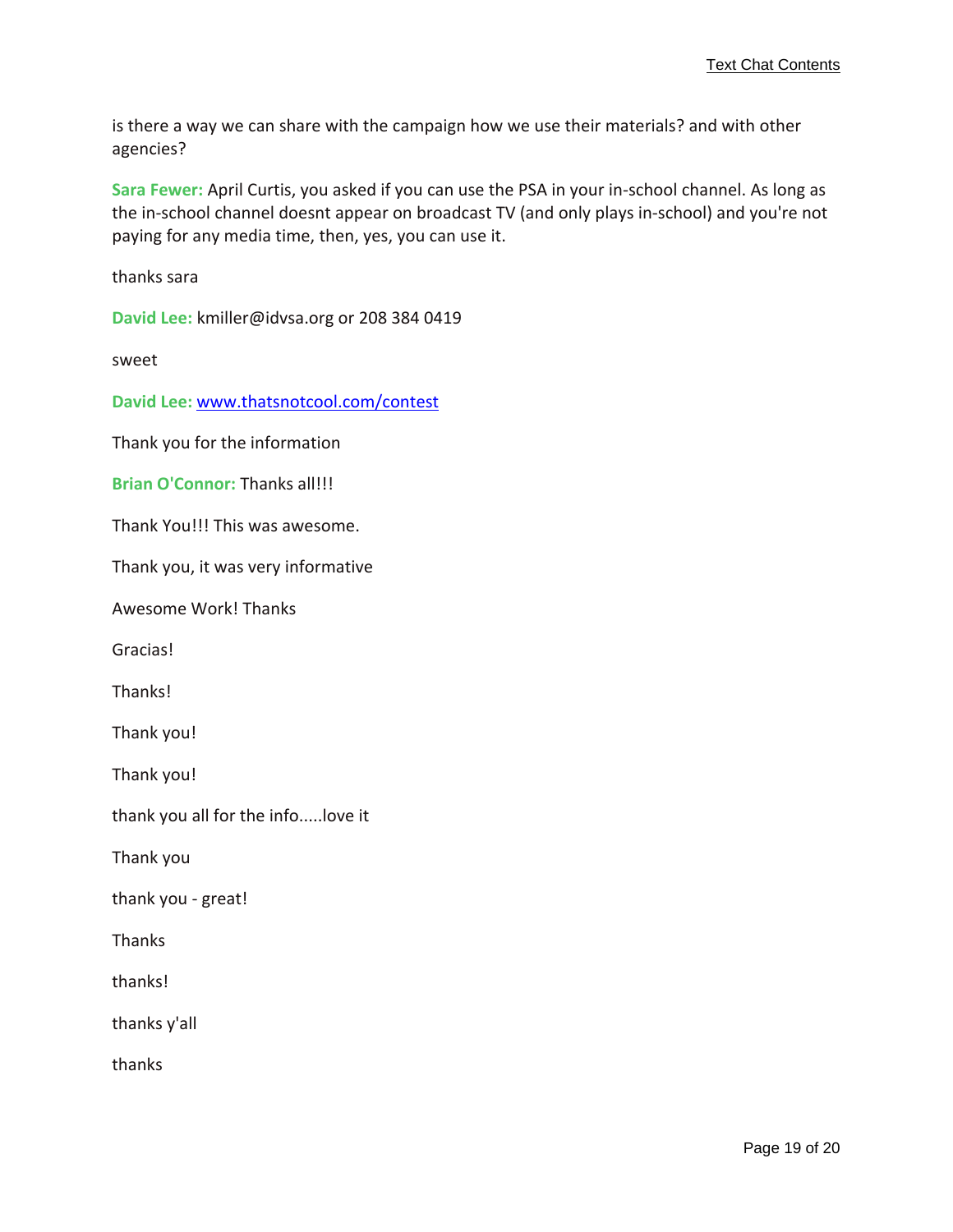is there a way we can share with the campaign how we use their materials? and with other agencies?

**Sara Fewer:** April Curtis, you asked if you can use the PSA in your in-school channel. As long as the in-school channel doesnt appear on broadcast TV (and only plays in-school) and you're not paying for any media time, then, yes, you can use it.

thanks sara

**David Lee:** kmiller@idvsa.org or 208 384 0419

sweet

**David Lee:** [www.thatsnotcool.com/contest](www.thatsnotcool.com/contest)

Thank you for the information

**Brian O'Connor:** Thanks all!!!

Thank You!!! This was awesome.

Thank you, it was very informative

Awesome Work! Thanks

Gracias!

Thanks!

Thank you!

Thank you!

thank you all for the info.....love it

Thank you

thank you - great!

Thanks

thanks!

thanks y'all

thanks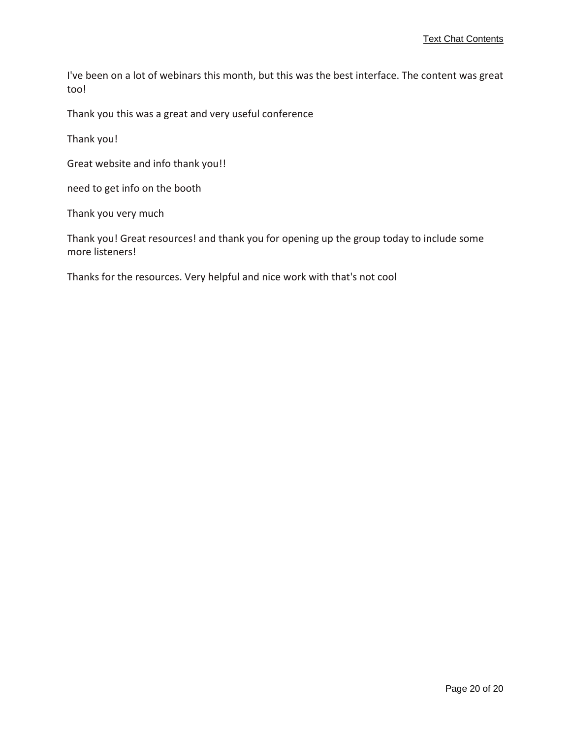I've been on a lot of webinars this month, but this was the best interface. The content was great too!

Thank you this was a great and very useful conference

Thank you!

Great website and info thank you!!

need to get info on the booth

Thank you very much

Thank you! Great resources! and thank you for opening up the group today to include some more listeners!

Thanks for the resources. Very helpful and nice work with that's not cool